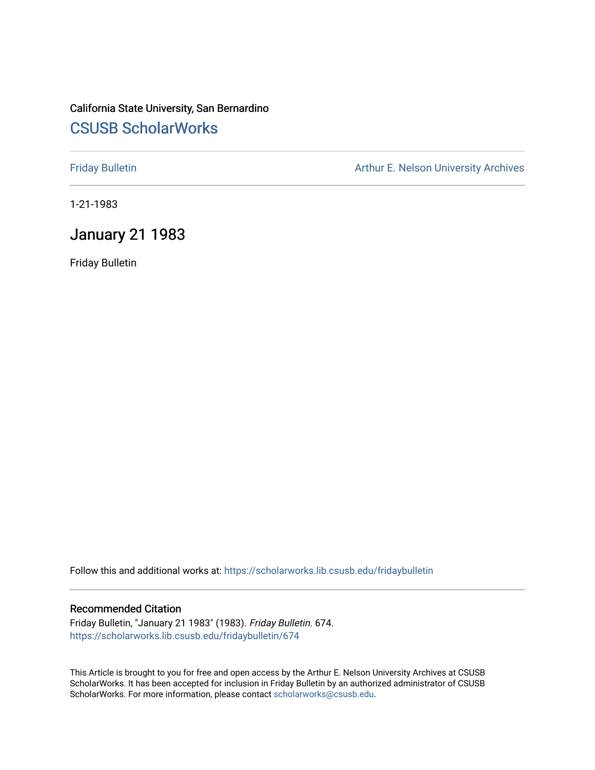California State University, San Bernardino

# CSUSB ScholarWorks

Friday Bulletin

Arthur E. Nelson University Archives

1-21-1983

## January 21 1983

Friday Bulletin

Follow this and additional works at: https://scholarworks.lib.csusb.edu/fridaybulletin

### Recommended Citation

Friday Bulletin, "January 21 1983" (1983). *Friday Bulletin*. 674.
https://scholarworks.lib.csusb.edu/fridaybulletin/674

This Article is brought to you for free and open access by the Arthur E. Nelson University Archives at CSUSB ScholarWorks. It has been accepted for inclusion in Friday Bulletin by an authorized administrator of CSUSB ScholarWorks. For more information, please contact scholarworks@csusb.edu.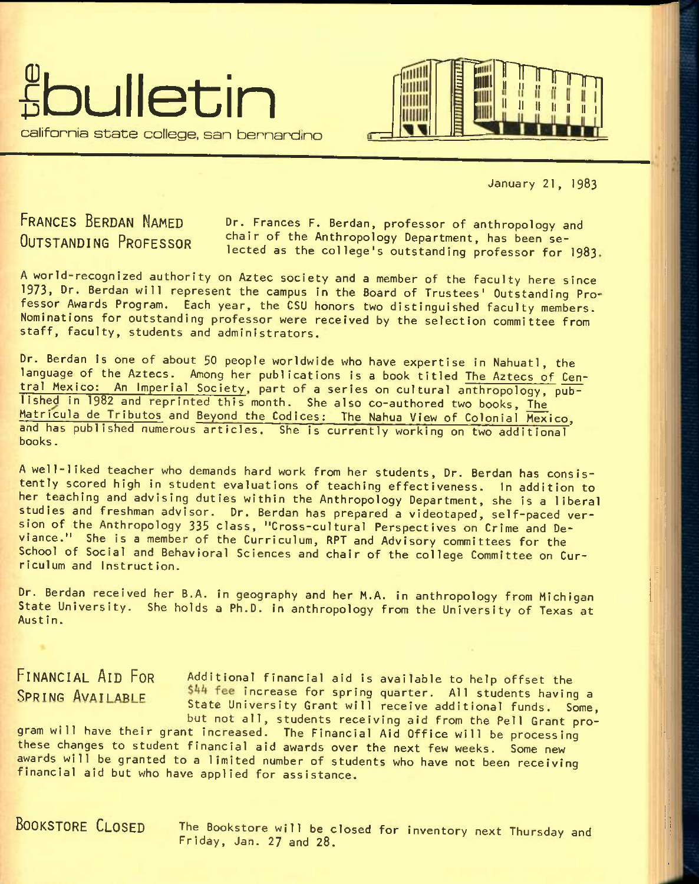# the bulletin

california state college, san bernardino

January 21, 1983

## FRANCES BERDAN NAMED OUTSTANDING PROFESSOR

Dr. Frances F. Berdan, professor of anthropology and chair of the Anthropology Department, has been selected as the college's outstanding professor for 1983.

A world-recognized authority on Aztec society and a member of the faculty here since 1973, Dr. Berdan will represent the campus in the Board of Trustees' Outstanding Professor Awards Program. Each year, the CSU honors two distinguished faculty members. Nominations for outstanding professor were received by the selection committee from staff, faculty, students and administrators.

Dr. Berdan is one of about 50 people worldwide who have expertise in Nahuatl, the language of the Aztecs. Among her publications is a book titled The Aztecs of Central Mexico: An Imperial Society, part of a series on cultural anthropology, published in 1982 and reprinted this month. She also co-authored two books, The Matrícula de Tributos and Beyond the Codices: The Nahua View of Colonial Mexico, and has published numerous articles. She is currently working on two additional books.

A well-liked teacher who demands hard work from her students, Dr. Berdan has consistently scored high in student evaluations of teaching effectiveness. In addition to her teaching and advising duties within the Anthropology Department, she is a liberal studies and freshman advisor. Dr. Berdan has prepared a videotaped, self-paced version of the Anthropology 335 class, "Cross-cultural Perspectives on Crime and Deviance." She is a member of the Curriculum, RPT and Advisory committees for the School of Social and Behavioral Sciences and chair of the college Committee on Curriculum and Instruction.

Dr. Berdan received her B.A. in geography and her M.A. in anthropology from Michigan State University. She holds a Ph.D. in anthropology from the University of Texas at Austin.

## FINANCIAL AID FOR SPRING AVAILABLE

Additional financial aid is available to help offset the $44 fee increase for spring quarter. All students having a State University Grant will receive additional funds. Some, but not all, students receiving aid from the Pell Grant program will have their grant increased. The Financial Aid Office will be processing these changes to student financial aid awards over the next few weeks. Some new awards will be granted to a limited number of students who have not been receiving financial aid but who have applied for assistance.

## BOOKSTORE CLOSED

The Bookstore will be closed for inventory next Thursday and Friday, Jan. 27 and 28.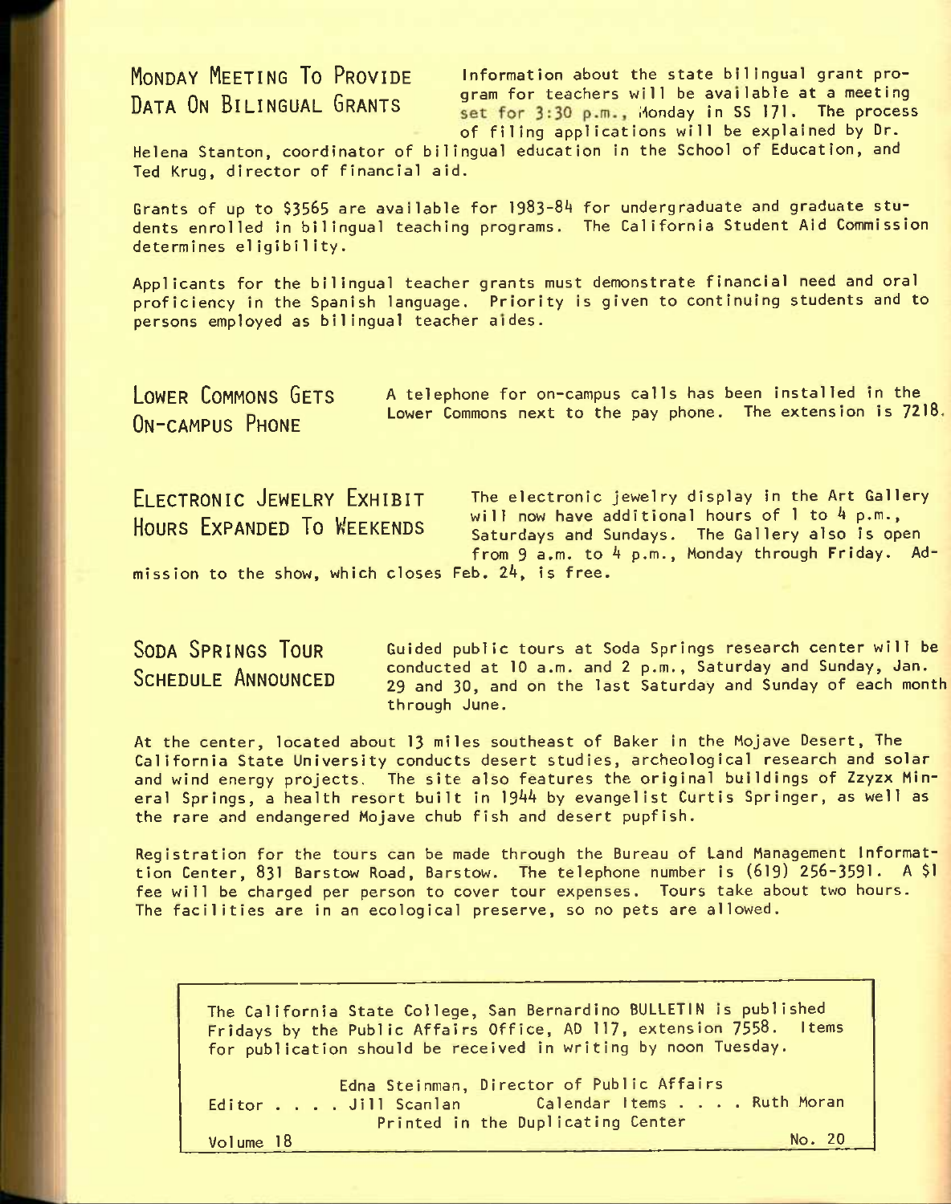## MONDAY MEETING TO PROVIDE DATA ON BILINGUAL GRANTS

Information about the state bilingual grant program for teachers will be available at a meeting set for 3:30 p.m., Monday in SS 171. The process of filing applications will be explained by Dr. Helena Stanton, coordinator of bilingual education in the School of Education, and Ted Krug, director of financial aid.

Grants of up to $3565 are available for 1983-84 for undergraduate and graduate students enrolled in bilingual teaching programs. The California Student Aid Commission determines eligibility.

Applicants for the bilingual teacher grants must demonstrate financial need and oral proficiency in the Spanish language. Priority is given to continuing students and to persons employed as bilingual teacher aides.

## LOWER COMMONS GETS ON-CAMPUS PHONE

A telephone for on-campus calls has been installed in the Lower Commons next to the pay phone. The extension is 7218.

## ELECTRONIC JEWELRY EXHIBIT HOURS EXPANDED TO WEEKENDS

The electronic jewelry display in the Art Gallery will now have additional hours of 1 to 4 p.m., Saturdays and Sundays. The Gallery also is open from 9 a.m. to 4 p.m., Monday through Friday. Admission to the show, which closes Feb. 24, is free.

## SODA SPRINGS TOUR SCHEDULE ANNOUNCED

Guided public tours at Soda Springs research center will be conducted at 10 a.m. and 2 p.m., Saturday and Sunday, Jan. 29 and 30, and on the last Saturday and Sunday of each month through June.

At the center, located about 13 miles southeast of Baker in the Mojave Desert, The California State University conducts desert studies, archeological research and solar and wind energy projects. The site also features the original buildings of Zzyzx Mineral Springs, a health resort built in 1944 by evangelist Curtis Springer, as well as the rare and endangered Mojave chub fish and desert pupfish.

Registration for the tours can be made through the Bureau of Land Management Information Center, 831 Barstow Road, Barstow. The telephone number is (619) 256-3591. A $1 fee will be charged per person to cover tour expenses. Tours take about two hours. The facilities are in an ecological preserve, so no pets are allowed.

---

The California State College, San Bernardino BULLETIN is published Fridays by the Public Affairs Office, AD 117, extension 7558. Items for publication should be received in writing by noon Tuesday.

Edna Steinman, Director of Public Affairs
Editor . . . . Jill Scanlan  Calendar Items . . . . Ruth Moran
Printed in the Duplicating Center

Volume 18  No. 20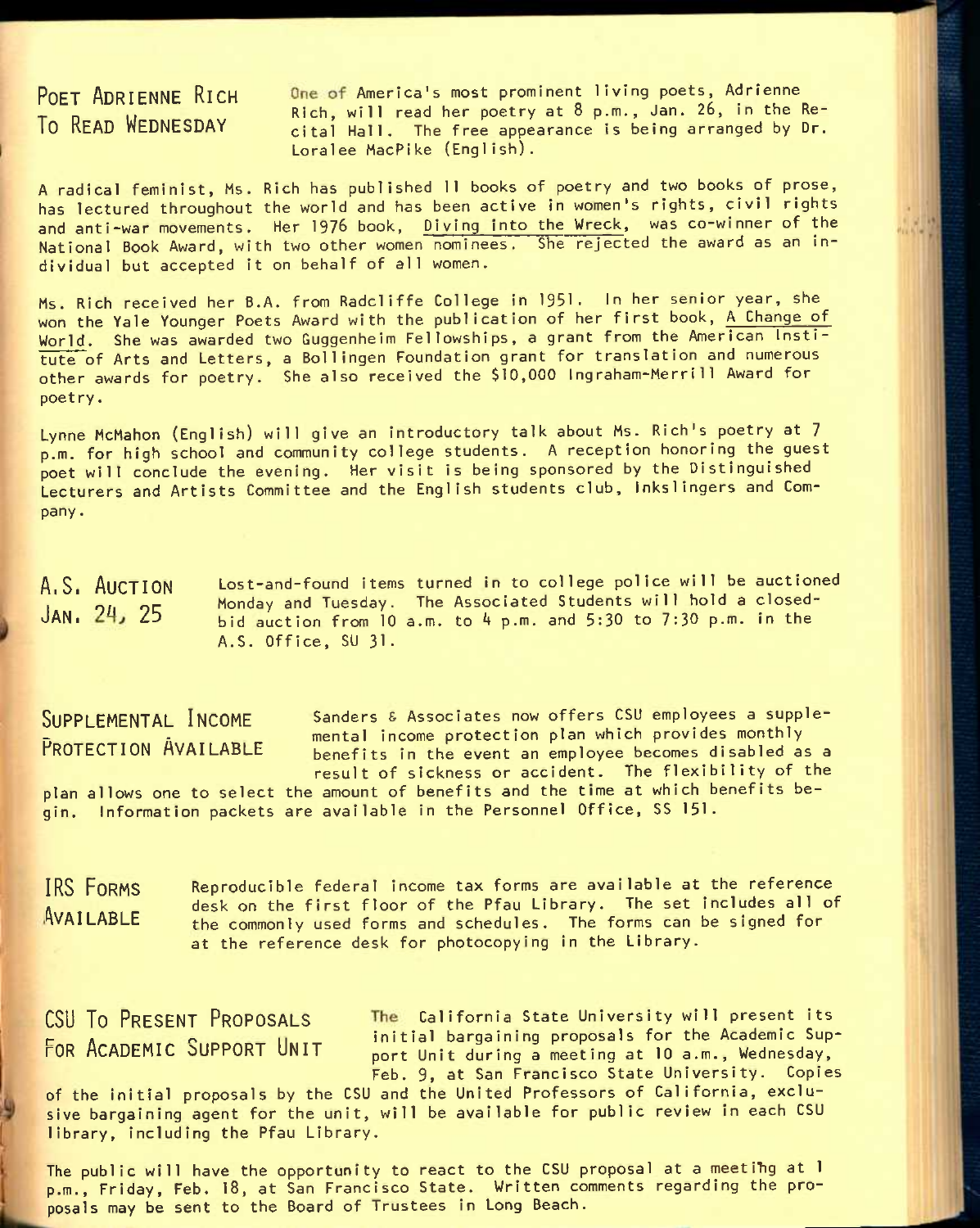## Poet Adrienne Rich To Read Wednesday

One of America's most prominent living poets, Adrienne Rich, will read her poetry at 8 p.m., Jan. 26, in the Recital Hall. The free appearance is being arranged by Dr. Loralee MacPike (English).

A radical feminist, Ms. Rich has published 11 books of poetry and two books of prose, has lectured throughout the world and has been active in women's rights, civil rights and anti-war movements. Her 1976 book, Diving into the Wreck, was co-winner of the National Book Award, with two other women nominees. She rejected the award as an individual but accepted it on behalf of all women.

Ms. Rich received her B.A. from Radcliffe College in 1951. In her senior year, she won the Yale Younger Poets Award with the publication of her first book, A Change of World. She was awarded two Guggenheim Fellowships, a grant from the American Institute of Arts and Letters, a Bollingen Foundation grant for translation and numerous other awards for poetry. She also received the $10,000 Ingraham-Merrill Award for poetry.

Lynne McMahon (English) will give an introductory talk about Ms. Rich's poetry at 7 p.m. for high school and community college students. A reception honoring the guest poet will conclude the evening. Her visit is being sponsored by the Distinguished Lecturers and Artists Committee and the English students club, Inkslingers and Company.

## A.S. Auction Jan. 24, 25

Lost-and-found items turned in to college police will be auctioned Monday and Tuesday. The Associated Students will hold a closed-bid auction from 10 a.m. to 4 p.m. and 5:30 to 7:30 p.m. in the A.S. Office, SU 31.

## Supplemental Income Protection Available

Sanders & Associates now offers CSU employees a supplemental income protection plan which provides monthly benefits in the event an employee becomes disabled as a result of sickness or accident. The flexibility of the plan allows one to select the amount of benefits and the time at which benefits begin. Information packets are available in the Personnel Office, SS 151.

## IRS Forms Available

Reproducible federal income tax forms are available at the reference desk on the first floor of the Pfau Library. The set includes all of the commonly used forms and schedules. The forms can be signed for at the reference desk for photocopying in the Library.

## CSU To Present Proposals For Academic Support Unit

The California State University will present its initial bargaining proposals for the Academic Support Unit during a meeting at 10 a.m., Wednesday, Feb. 9, at San Francisco State University. Copies of the initial proposals by the CSU and the United Professors of California, exclusive bargaining agent for the unit, will be available for public review in each CSU library, including the Pfau Library.

The public will have the opportunity to react to the CSU proposal at a meeting at 1 p.m., Friday, Feb. 18, at San Francisco State. Written comments regarding the proposals may be sent to the Board of Trustees in Long Beach.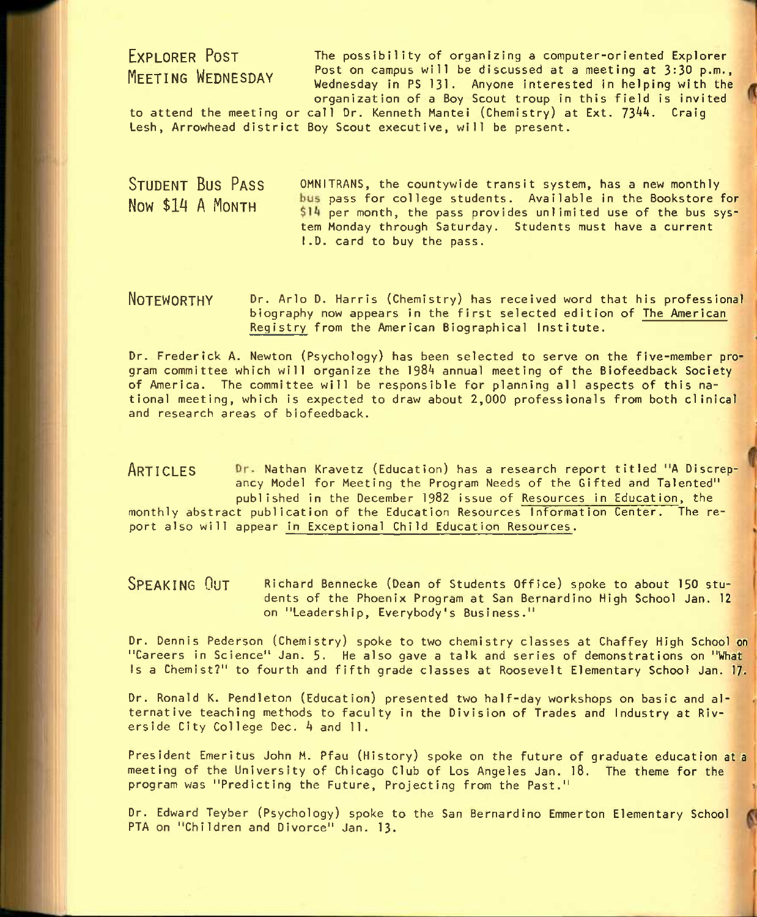## Explorer Post Meeting Wednesday

The possibility of organizing a computer-oriented Explorer Post on campus will be discussed at a meeting at 3:30 p.m., Wednesday in PS 131. Anyone interested in helping with the organization of a Boy Scout troup in this field is invited to attend the meeting or call Dr. Kenneth Mantei (Chemistry) at Ext. 7344. Craig Lesh, Arrowhead district Boy Scout executive, will be present.

## Student Bus Pass Now $14 A Month

OMNITRANS, the countywide transit system, has a new monthly bus pass for college students. Available in the Bookstore for $14 per month, the pass provides unlimited use of the bus system Monday through Saturday. Students must have a current I.D. card to buy the pass.

## Noteworthy

Dr. Arlo D. Harris (Chemistry) has received word that his professional biography now appears in the first selected edition of The American Registry from the American Biographical Institute.

Dr. Frederick A. Newton (Psychology) has been selected to serve on the five-member program committee which will organize the 1984 annual meeting of the Biofeedback Society of America. The committee will be responsible for planning all aspects of this national meeting, which is expected to draw about 2,000 professionals from both clinical and research areas of biofeedback.

## Articles

Dr. Nathan Kravetz (Education) has a research report titled "A Discrepancy Model for Meeting the Program Needs of the Gifted and Talented" published in the December 1982 issue of Resources in Education, the monthly abstract publication of the Education Resources Information Center. The report also will appear in Exceptional Child Education Resources.

## Speaking Out

Richard Bennecke (Dean of Students Office) spoke to about 150 students of the Phoenix Program at San Bernardino High School Jan. 12 on "Leadership, Everybody's Business."

Dr. Dennis Pederson (Chemistry) spoke to two chemistry classes at Chaffey High School on "Careers in Science" Jan. 5. He also gave a talk and series of demonstrations on "What Is a Chemist?" to fourth and fifth grade classes at Roosevelt Elementary School Jan. 17.

Dr. Ronald K. Pendleton (Education) presented two half-day workshops on basic and alternative teaching methods to faculty in the Division of Trades and Industry at Riverside City College Dec. 4 and 11.

President Emeritus John M. Pfau (History) spoke on the future of graduate education at a meeting of the University of Chicago Club of Los Angeles Jan. 18. The theme for the program was "Predicting the Future, Projecting from the Past."

Dr. Edward Teyber (Psychology) spoke to the San Bernardino Emmerton Elementary School PTA on "Children and Divorce" Jan. 13.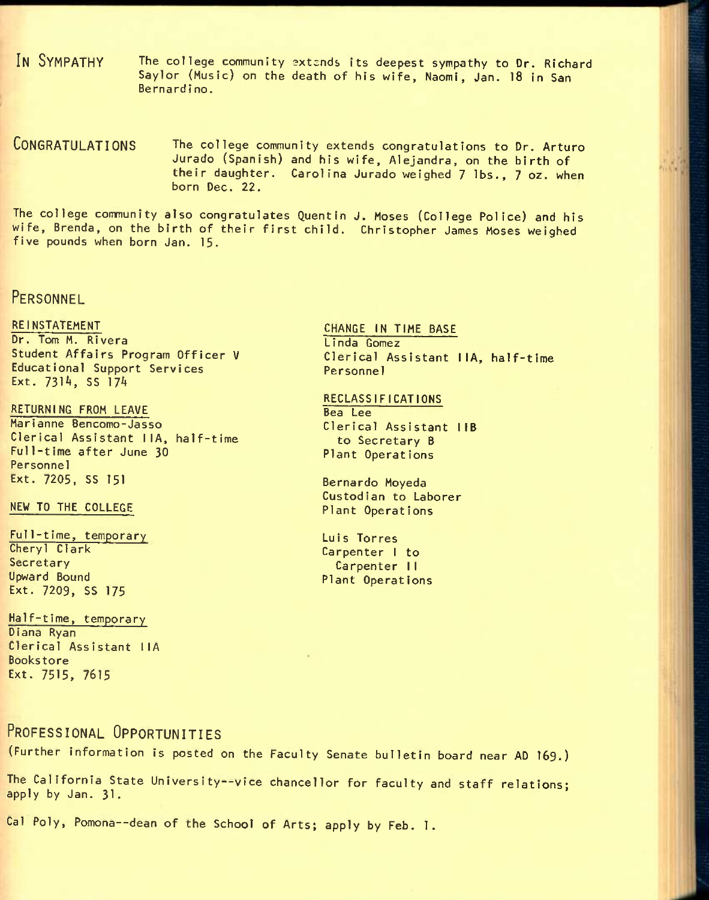## IN SYMPATHY

The college community extends its deepest sympathy to Dr. Richard Saylor (Music) on the death of his wife, Naomi, Jan. 18 in San Bernardino.

## CONGRATULATIONS

The college community extends congratulations to Dr. Arturo Jurado (Spanish) and his wife, Alejandra, on the birth of their daughter. Carolina Jurado weighed 7 lbs., 7 oz. when born Dec. 22.

The college community also congratulates Quentin J. Moses (College Police) and his wife, Brenda, on the birth of their first child. Christopher James Moses weighed five pounds when born Jan. 15.

## PERSONNEL

### REINSTATEMENT

Dr. Tom M. Rivera
Student Affairs Program Officer V
Educational Support Services
Ext. 7314, SS 174

### RETURNING FROM LEAVE

Marianne Bencomo-Jasso
Clerical Assistant IIA, half-time
Full-time after June 30
Personnel
Ext. 7205, SS 151

### NEW TO THE COLLEGE

Full-time, temporary

Cheryl Clark
Secretary
Upward Bound
Ext. 7209, SS 175

Half-time, temporary

Diana Ryan
Clerical Assistant IIA
Bookstore
Ext. 7515, 7615

### CHANGE IN TIME BASE

Linda Gomez
Clerical Assistant IIA, half-time
Personnel

### RECLASSIFICATIONS

Bea Lee
Clerical Assistant IIB to Secretary B
Plant Operations

Bernardo Moyeda
Custodian to Laborer
Plant Operations

Luis Torres
Carpenter I to Carpenter II
Plant Operations

## PROFESSIONAL OPPORTUNITIES

(Further information is posted on the Faculty Senate bulletin board near AD 169.)

The California State University--vice chancellor for faculty and staff relations; apply by Jan. 31.

Cal Poly, Pomona--dean of the School of Arts; apply by Feb. 1.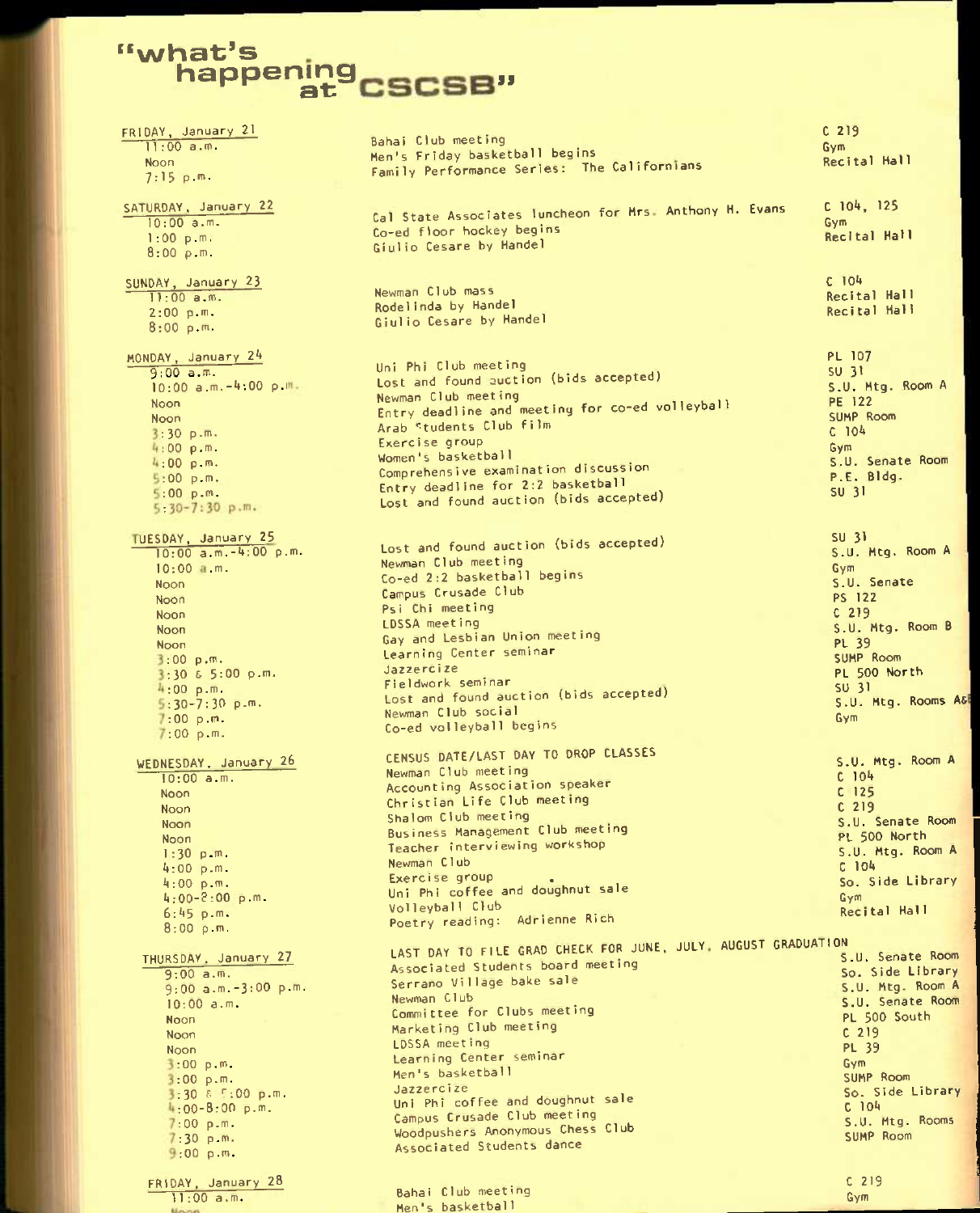# "what's happening at CSCSB"

**FRIDAY, January 21**

| | | |
|---|---|---|
| 11:00 a.m. | Bahai Club meeting | C 219 |
| Noon | Men's Friday basketball begins | Gym |
| 7:15 p.m. | Family Performance Series: The Californians | Recital Hall |

**SATURDAY, January 22**

| | | |
|---|---|---|
| 10:00 a.m. | Cal State Associates luncheon for Mrs. Anthony H. Evans | C 104, 125 |
| 1:00 p.m. | Co-ed floor hockey begins | Gym |
| 8:00 p.m. | Giulio Cesare by Handel | Recital Hall |

**SUNDAY, January 23**

| | | |
|---|---|---|
| 11:00 a.m. | Newman Club mass | C 104 |
| 2:00 p.m. | Rodelinda by Handel | Recital Hall |
| 8:00 p.m. | Giulio Cesare by Handel | Recital Hall |

**MONDAY, January 24**

| | | |
|---|---|---|
| 9:00 a.m. | Uni Phi Club meeting | PL 107 |
| 10:00 a.m.-4:00 p.m. | Lost and found auction (bids accepted) | SU 31 |
| Noon | Newman Club meeting | S.U. Mtg. Room A |
| Noon | Entry deadline and meeting for co-ed volleyball | PE 122 |
| 3:30 p.m. | Arab Students Club film | SUMP Room |
| 4:00 p.m. | Exercise group | C 104 |
| 4:00 p.m. | Women's basketball | Gym |
| 5:00 p.m. | Comprehensive examination discussion | S.U. Senate Room |
| 5:00 p.m. | Entry deadline for 2:2 basketball | P.E. Bldg. |
| 5:30-7:30 p.m. | Lost and found auction (bids accepted) | SU 31 |

**TUESDAY, January 25**

| | | |
|---|---|---|
| 10:00 a.m.-4:00 p.m. | Lost and found auction (bids accepted) | SU 31 |
| 10:00 a.m. | Newman Club meeting | S.U. Mtg. Room A |
| Noon | Co-ed 2:2 basketball begins | Gym |
| Noon | Campus Crusade Club | S.U. Senate |
| Noon | Psi Chi meeting | PS 122 |
| Noon | LDSSA meeting | C 219 |
| Noon | Gay and Lesbian Union meeting | S.U. Mtg. Room B |
| 3:00 p.m. | Learning Center seminar | PL 39 |
| 3:30 & 5:00 p.m. | Jazzercize | SUMP Room |
| 4:00 p.m. | Fieldwork seminar | PL 500 North |
| 5:30-7:30 p.m. | Lost and found auction (bids accepted) | SU 31 |
| 7:00 p.m. | Newman Club social | S.U. Mtg. Rooms A&B |
| 7:00 p.m. | Co-ed volleyball begins | Gym |

**WEDNESDAY, January 26**

| | | |
|---|---|---|
| | CENSUS DATE/LAST DAY TO DROP CLASSES | |
| 10:00 a.m. | Newman Club meeting | S.U. Mtg. Room A |
| Noon | Accounting Association speaker | C 104 |
| Noon | Christian Life Club meeting | C 125 |
| Noon | Shalom Club meeting | C 219 |
| Noon | Business Management Club meeting | S.U. Senate Room |
| 1:30 p.m. | Teacher interviewing workshop | PL 500 North |
| 4:00 p.m. | Newman Club | S.U. Mtg. Room A |
| 4:00 p.m. | Exercise group | C 104 |
| 4:00-8:00 p.m. | Uni Phi coffee and doughnut sale | So. Side Library |
| 6:45 p.m. | Volleyball Club | Gym |
| 8:00 p.m. | Poetry reading: Adrienne Rich | Recital Hall |

**THURSDAY, January 27**

| | | |
|---|---|---|
| | LAST DAY TO FILE GRAD CHECK FOR JUNE, JULY, AUGUST GRADUATION | |
| 9:00 a.m. | Associated Students board meeting | S.U. Senate Room |
| 9:00 a.m.-3:00 p.m. | Serrano Village bake sale | So. Side Library |
| 10:00 a.m. | Newman Club | S.U. Mtg. Room A |
| Noon | Committee for Clubs meeting | S.U. Senate Room |
| Noon | Marketing Club meeting | PL 500 South |
| Noon | LDSSA meeting | C 219 |
| 3:00 p.m. | Learning Center seminar | PL 39 |
| 3:00 p.m. | Men's basketball | Gym |
| 3:30 & 5:00 p.m. | Jazzercize | SUMP Room |
| 4:00-8:00 p.m. | Uni Phi coffee and doughnut sale | So. Side Library |
| 7:00 p.m. | Campus Crusade Club meeting | C 104 |
| 7:30 p.m. | Woodpushers Anonymous Chess Club | S.U. Mtg. Rooms |
| 9:00 p.m. | Associated Students dance | SUMP Room |

**FRIDAY, January 28**

| | | |
|---|---|---|
| 11:00 a.m. | Bahai Club meeting | C 219 |
| Noon | Men's basketball | Gym |